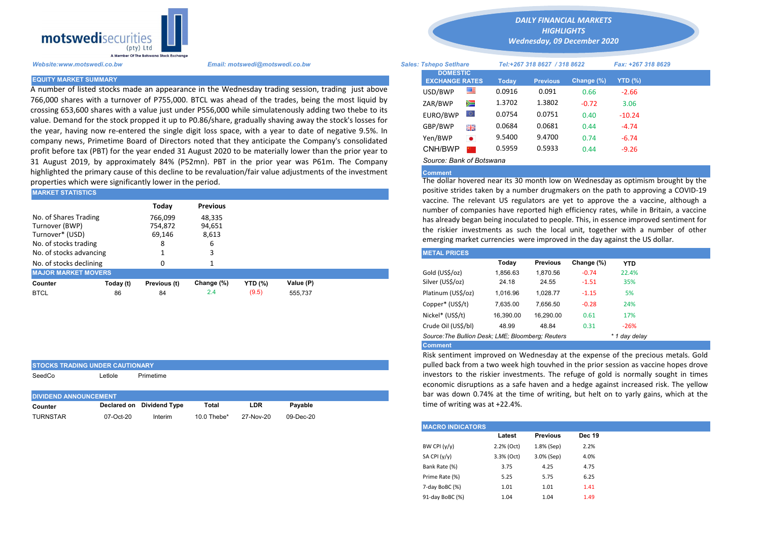motswedisecurities (pty) Ltd
A Member Of The Botswana Stock Exchange

*DAILY FINANCIAL MARKETS HIGHLIGHTS*
*Wednesday, 09 December 2020*

*Website:www.motswedi.co.bw* *Email: motswedi@motswedi.co.bw*

*Sales: Tshepo Setlhare* *Tel:+267 318 8627 / 318 8622* *Fax: +267 318 8629*

## EQUITY MARKET SUMMARY

A number of listed stocks made an appearance in the Wednesday trading session, trading just above 766,000 shares with a turnover of P755,000. BTCL was ahead of the trades, being the most liquid by crossing 653,600 shares with a value just under P556,000 while simulatenously adding two thebe to its value. Demand for the stock propped it up to P0.86/share, gradually shaving away the stock's losses for the year, having now re-entered the single digit loss space, with a year to date of negative 9.5%. In company news, Primetime Board of Directors noted that they anticipate the Company's consolidated profit before tax (PBT) for the year ended 31 August 2020 to be materially lower than the prior year to 31 August 2019, by approximately 84% (P52mn). PBT in the prior year was P61m. The Company highlighted the primary cause of this decline to be revaluation/fair value adjustments of the investment properties which were significantly lower in the period.

## MARKET STATISTICS

| | Today | Previous |
|---|---|---|
| No. of Shares Trading | 766,099 | 48,335 |
| Turnover (BWP) | 754,872 | 94,651 |
| Turnover* (USD) | 69,146 | 8,613 |
| No. of stocks trading | 8 | 6 |
| No. of stocks advancing | 1 | 3 |
| No. of stocks declining | 0 | 1 |

## MAJOR MARKET MOVERS

| Counter | Today (t) | Previous (t) | Change (%) | YTD (%) | Value (P) |
|---|---|---|---|---|---|
| BTCL | 86 | 84 | 2.4 | (9.5) | 555,737 |

## STOCKS TRADING UNDER CAUTIONARY

SeedCo Letlole Primetime

## DIVIDEND ANNOUNCEMENT

| Counter | Declared on | Dividend Type | Total | LDR | Payable |
|---|---|---|---|---|---|
| TURNSTAR | 07-Oct-20 | Interim | 10.0 Thebe* | 27-Nov-20 | 09-Dec-20 |

## DOMESTIC EXCHANGE RATES

| DOMESTIC EXCHANGE RATES | Today | Previous | Change (%) | YTD (%) |
|---|---|---|---|---|
| USD/BWP | 0.0916 | 0.091 | 0.66 | -2.66 |
| ZAR/BWP | 1.3702 | 1.3802 | -0.72 | 3.06 |
| EURO/BWP | 0.0754 | 0.0751 | 0.40 | -10.24 |
| GBP/BWP | 0.0684 | 0.0681 | 0.44 | -4.74 |
| Yen/BWP | 9.5400 | 9.4700 | 0.74 | -6.74 |
| CNH/BWP | 0.5959 | 0.5933 | 0.44 | -9.26 |

*Source: Bank of Botswana*

**Comment**

The dollar hovered near its 30 month low on Wednesday as optimism brought by the positive strides taken by a number drugmakers on the path to approving a COVID-19 vaccine. The relevant US regulators are yet to approve the a vaccine, although a number of companies have reported high efficiency rates, while in Britain, a vaccine has already began being inoculated to people. This, in essence improved sentiment for the riskier investments as such the local unit, together with a number of other emerging market currencies were improved in the day against the US dollar.

## METAL PRICES

| | Today | Previous | Change (%) | YTD |
|---|---|---|---|---|
| Gold (US$/oz) | 1,856.63 | 1,870.56 | -0.74 | 22.4% |
| Silver (US$/oz) | 24.18 | 24.55 | -1.51 | 35% |
| Platinum (US$/oz) | 1,016.96 | 1,028.77 | -1.15 | 5% |
| Copper* (US$/t) | 7,635.00 | 7,656.50 | -0.28 | 24% |
| Nickel* (US$/t) | 16,390.00 | 16,290.00 | 0.61 | 17% |
| Crude Oil (US$/bl) | 48.99 | 48.84 | 0.31 | -26% |

*Source:The Bullion Desk; LME; Bloomberg; Reuters* *\* 1 day delay*

**Comment**

Risk sentiment improved on Wednesday at the expense of the precious metals. Gold pulled back from a two week high touvhed in the prior session as vaccine hopes drove investors to the riskier investments. The refuge of gold is normally sought in times economic disruptions as a safe haven and a hedge against increased risk. The yellow bar was down 0.74% at the time of writing, but helt on to yarly gains, which at the time of writing was at +22.4%.

## MACRO INDICATORS

| | Latest | Previous | Dec 19 |
|---|---|---|---|
| BW CPI (y/y) | 2.2% (Oct) | 1.8% (Sep) | 2.2% |
| SA CPI (y/y) | 3.3% (Oct) | 3.0% (Sep) | 4.0% |
| Bank Rate (%) | 3.75 | 4.25 | 4.75 |
| Prime Rate (%) | 5.25 | 5.75 | 6.25 |
| 7-day BoBC (%) | 1.01 | 1.01 | 1.41 |
| 91-day BoBC (%) | 1.04 | 1.04 | 1.49 |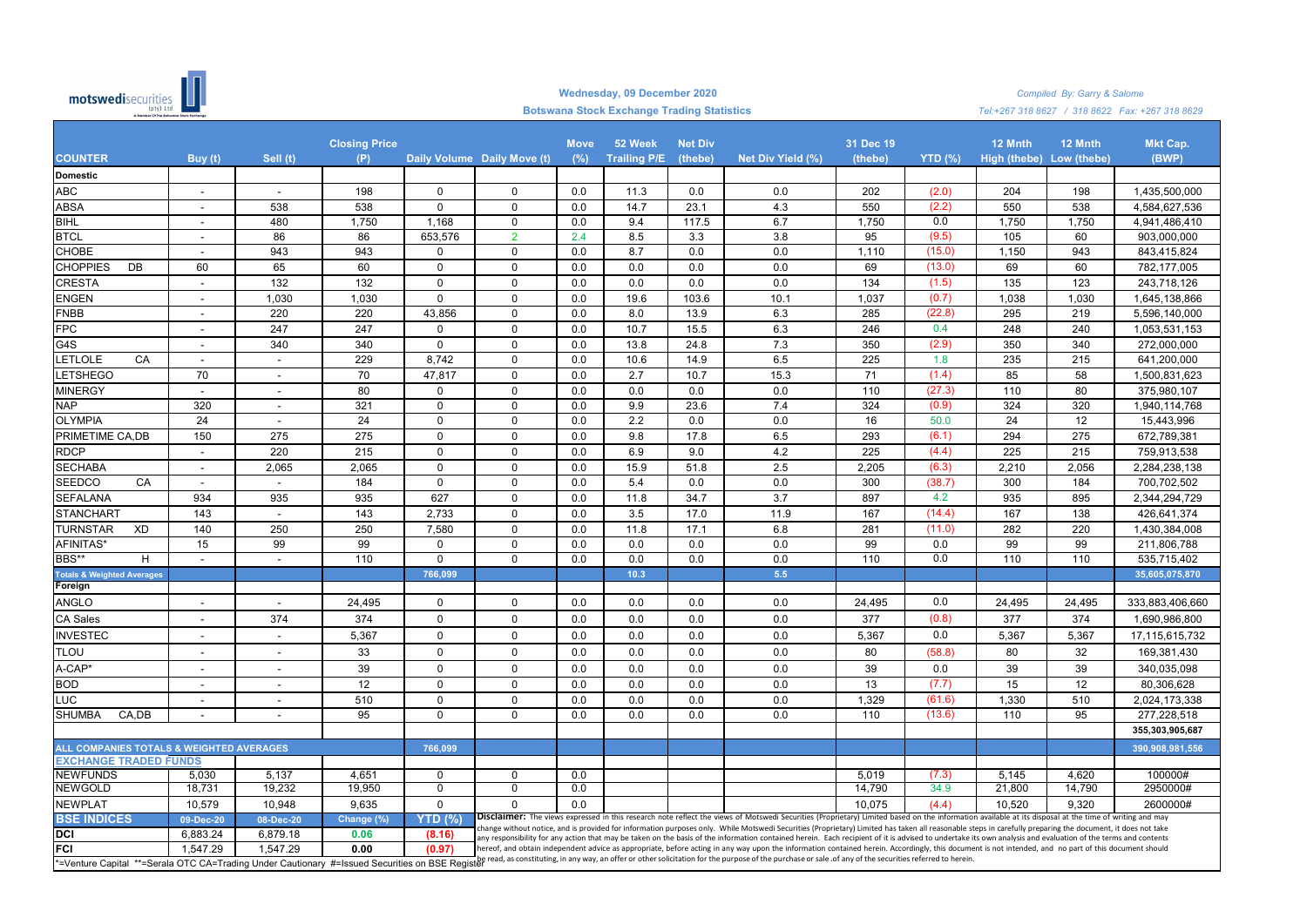motswedisecurities (pty) Ltd
A Member Of The Botswana Stock Exchange

**Wednesday, 09 December 2020**

**Botswana Stock Exchange Trading Statistics**

*Compiled By: Garry & Salome*

*Tel:+267 318 8627 / 318 8622 Fax: +267 318 8629*

| COUNTER | Buy (t) | Sell (t) | Closing Price (P) | Daily Volume | Daily Move (t) | Move (%) | 52 Week Trailing P/E | Net Div (thebe) | Net Div Yield (%) | 31 Dec 19 (thebe) | YTD (%) | 12 Mnth High (thebe) | 12 Mnth Low (thebe) | Mkt Cap. (BWP) |
|---|---|---|---|---|---|---|---|---|---|---|---|---|---|---|
| **Domestic** | | | | | | | | | | | | | | |
| ABC | - | - | 198 | 0 | 0 | 0.0 | 11.3 | 0.0 | 0.0 | 202 | (2.0) | 204 | 198 | 1,435,500,000 |
| ABSA | - | 538 | 538 | 0 | 0 | 0.0 | 14.7 | 23.1 | 4.3 | 550 | (2.2) | 550 | 538 | 4,584,627,536 |
| BIHL | - | 480 | 1,750 | 1,168 | 0 | 0.0 | 9.4 | 117.5 | 6.7 | 1,750 | 0.0 | 1,750 | 1,750 | 4,941,486,410 |
| BTCL | - | 86 | 86 | 653,576 | 2 | 2.4 | 8.5 | 3.3 | 3.8 | 95 | (9.5) | 105 | 60 | 903,000,000 |
| CHOBE | - | 943 | 943 | 0 | 0 | 0.0 | 8.7 | 0.0 | 0.0 | 1,110 | (15.0) | 1,150 | 943 | 843,415,824 |
| CHOPPIES DB | 60 | 65 | 60 | 0 | 0 | 0.0 | 0.0 | 0.0 | 0.0 | 69 | (13.0) | 69 | 60 | 782,177,005 |
| CRESTA | - | 132 | 132 | 0 | 0 | 0.0 | 0.0 | 0.0 | 0.0 | 134 | (1.5) | 135 | 123 | 243,718,126 |
| ENGEN | - | 1,030 | 1,030 | 0 | 0 | 0.0 | 19.6 | 103.6 | 10.1 | 1,037 | (0.7) | 1,038 | 1,030 | 1,645,138,866 |
| FNBB | - | 220 | 220 | 43,856 | 0 | 0.0 | 8.0 | 13.9 | 6.3 | 285 | (22.8) | 295 | 219 | 5,596,140,000 |
| FPC | - | 247 | 247 | 0 | 0 | 0.0 | 10.7 | 15.5 | 6.3 | 246 | 0.4 | 248 | 240 | 1,053,531,153 |
| G4S | - | 340 | 340 | 0 | 0 | 0.0 | 13.8 | 24.8 | 7.3 | 350 | (2.9) | 350 | 340 | 272,000,000 |
| LETLOLE CA | - | - | 229 | 8,742 | 0 | 0.0 | 10.6 | 14.9 | 6.5 | 225 | 1.8 | 235 | 215 | 641,200,000 |
| LETSHEGO | 70 | - | 70 | 47,817 | 0 | 0.0 | 2.7 | 10.7 | 15.3 | 71 | (1.4) | 85 | 58 | 1,500,831,623 |
| MINERGY | - | - | 80 | 0 | 0 | 0.0 | 0.0 | 0.0 | 0.0 | 110 | (27.3) | 110 | 80 | 375,980,107 |
| NAP | 320 | - | 321 | 0 | 0 | 0.0 | 9.9 | 23.6 | 7.4 | 324 | (0.9) | 324 | 320 | 1,940,114,768 |
| OLYMPIA | 24 | - | 24 | 0 | 0 | 0.0 | 2.2 | 0.0 | 0.0 | 16 | 50.0 | 24 | 12 | 15,443,996 |
| PRIMETIME CA,DB | 150 | 275 | 275 | 0 | 0 | 0.0 | 9.8 | 17.8 | 6.5 | 293 | (6.1) | 294 | 275 | 672,789,381 |
| RDCP | - | 220 | 215 | 0 | 0 | 0.0 | 6.9 | 9.0 | 4.2 | 225 | (4.4) | 225 | 215 | 759,913,538 |
| SECHABA | - | 2,065 | 2,065 | 0 | 0 | 0.0 | 15.9 | 51.8 | 2.5 | 2,205 | (6.3) | 2,210 | 2,056 | 2,284,238,138 |
| SEEDCO CA | - | - | 184 | 0 | 0 | 0.0 | 5.4 | 0.0 | 0.0 | 300 | (38.7) | 300 | 184 | 700,702,502 |
| SEFALANA | 934 | 935 | 935 | 627 | 0 | 0.0 | 11.8 | 34.7 | 3.7 | 897 | 4.2 | 935 | 895 | 2,344,294,729 |
| STANCHART | 143 | - | 143 | 2,733 | 0 | 0.0 | 3.5 | 17.0 | 11.9 | 167 | (14.4) | 167 | 138 | 426,641,374 |
| TURNSTAR XD | 140 | 250 | 250 | 7,580 | 0 | 0.0 | 11.8 | 17.1 | 6.8 | 281 | (11.0) | 282 | 220 | 1,430,384,008 |
| AFINITAS* | 15 | 99 | 99 | 0 | 0 | 0.0 | 0.0 | 0.0 | 0.0 | 99 | 0.0 | 99 | 99 | 211,806,788 |
| BBS** H | - | - | 110 | 0 | 0 | 0.0 | 0.0 | 0.0 | 0.0 | 110 | 0.0 | 110 | 110 | 535,715,402 |
| **Totals & Weighted Averages** | | | | **766,099** | | | **10.3** | | **5.5** | | | | | **35,605,075,870** |
| **Foreign** | | | | | | | | | | | | | | |
| ANGLO | - | - | 24,495 | 0 | 0 | 0.0 | 0.0 | 0.0 | 0.0 | 24,495 | 0.0 | 24,495 | 24,495 | 333,883,406,660 |
| CA Sales | - | 374 | 374 | 0 | 0 | 0.0 | 0.0 | 0.0 | 0.0 | 377 | (0.8) | 377 | 374 | 1,690,986,800 |
| INVESTEC | - | - | 5,367 | 0 | 0 | 0.0 | 0.0 | 0.0 | 0.0 | 5,367 | 0.0 | 5,367 | 5,367 | 17,115,615,732 |
| TLOU | - | - | 33 | 0 | 0 | 0.0 | 0.0 | 0.0 | 0.0 | 80 | (58.8) | 80 | 32 | 169,381,430 |
| A-CAP* | - | - | 39 | 0 | 0 | 0.0 | 0.0 | 0.0 | 0.0 | 39 | 0.0 | 39 | 39 | 340,035,098 |
| BOD | - | - | 12 | 0 | 0 | 0.0 | 0.0 | 0.0 | 0.0 | 13 | (7.7) | 15 | 12 | 80,306,628 |
| LUC | - | - | 510 | 0 | 0 | 0.0 | 0.0 | 0.0 | 0.0 | 1,329 | (61.6) | 1,330 | 510 | 2,024,173,338 |
| SHUMBA CA,DB | - | - | 95 | 0 | 0 | 0.0 | 0.0 | 0.0 | 0.0 | 110 | (13.6) | 110 | 95 | 277,228,518 |
| | | | | | | | | | | | | | | **355,303,905,687** |
| **ALL COMPANIES TOTALS & WEIGHTED AVERAGES** | | | | **766,099** | | | | | | | | | | **390,908,981,556** |
| **EXCHANGE TRADED FUNDS** | | | | | | | | | | | | | | |
| NEWFUNDS | 5,030 | 5,137 | 4,651 | 0 | 0 | 0.0 | | | | 5,019 | (7.3) | 5,145 | 4,620 | 100000# |
| NEWGOLD | 18,731 | 19,232 | 19,950 | 0 | 0 | 0.0 | | | | 14,790 | 34.9 | 21,800 | 14,790 | 2950000# |
| NEWPLAT | 10,579 | 10,948 | 9,635 | 0 | 0 | 0.0 | | | | 10,075 | (4.4) | 10,520 | 9,320 | 2600000# |

| BSE INDICES | 09-Dec-20 | 08-Dec-20 | Change (%) | YTD (%) |
|---|---|---|---|---|
| DCI | 6,883.24 | 6,879.18 | 0.06 | (8.16) |
| FCI | 1,547.29 | 1,547.29 | 0.00 | (0.97) |

*=Venture Capital **=Serala OTC CA=Trading Under Cautionary #=Issued Securities on BSE Register

**Disclaimer:** The views expressed in this research note reflect the views of Motswedi Securities (Proprietary) Limited based on the information available at its disposal at the time of writing and may change without notice, and is provided for information purposes only. While Motswedi Securities (Proprietary) Limited has taken all reasonable steps in carefully preparing the document, it does not take any responsibility for any action that may be taken on the basis of the information contained herein. Each recipient of it is advised to undertake its own analysis and evaluation of the terms and contents hereof, and obtain independent advice as appropriate, before acting in any way upon the information contained herein. Accordingly, this document is not intended, and no part of this document should be read, as constituting, in any way, an offer or other solicitation for the purpose of the purchase or sale .of any of the securities referred to herein.